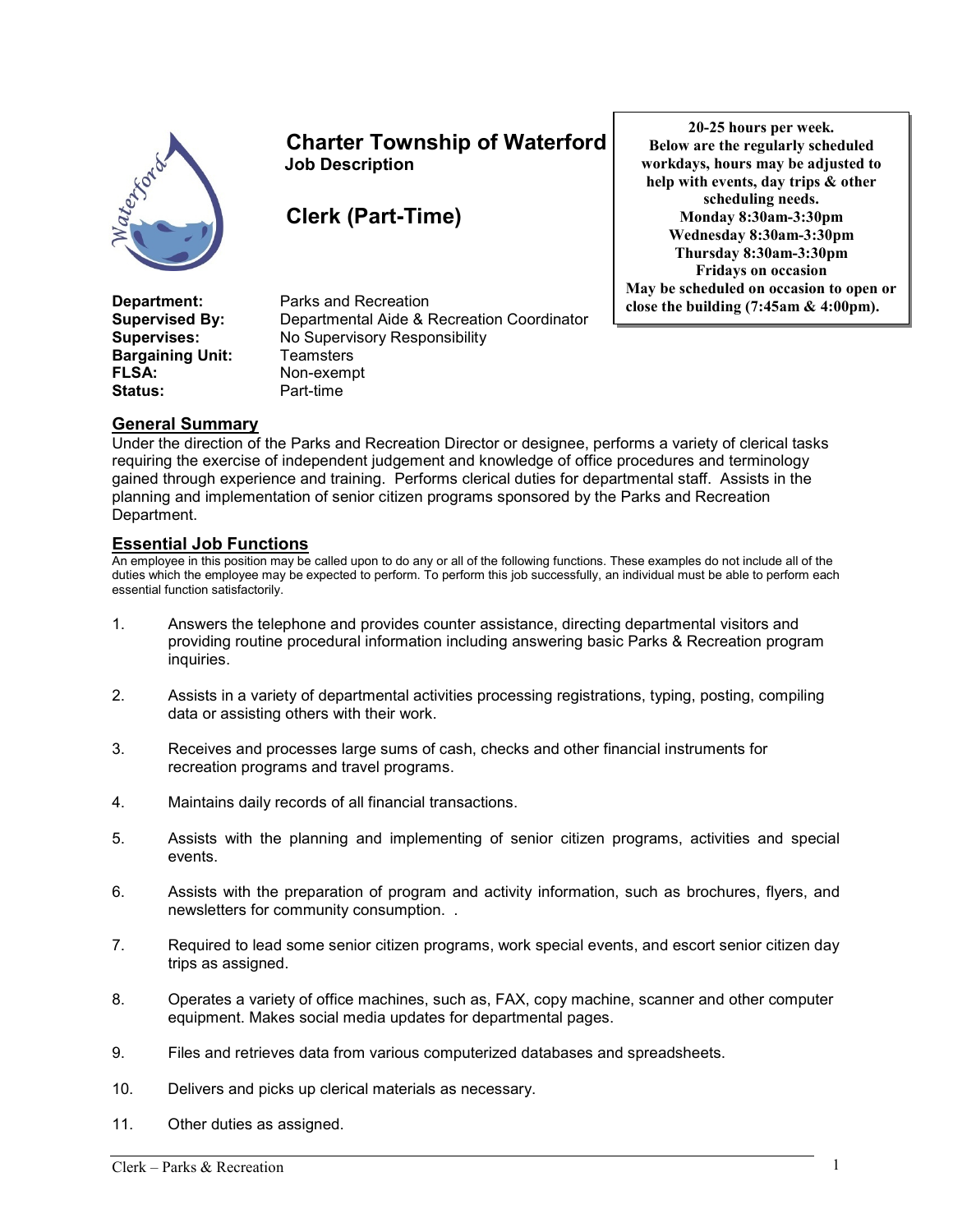# Charter Township of Waterford

**Job Description**

## Clerk (Part-Time)

**20-25 hours per week.**
**Below are the regularly scheduled workdays, hours may be adjusted to help with events, day trips & other scheduling needs.**
**Monday 8:30am-3:30pm**
**Wednesday 8:30am-3:30pm**
**Thursday 8:30am-3:30pm**
**Fridays on occasion**
**May be scheduled on occasion to open or close the building (7:45am & 4:00pm).**

| | |
|---|---|
| **Department:** | Parks and Recreation |
| **Supervised By:** | Departmental Aide & Recreation Coordinator |
| **Supervises:** | No Supervisory Responsibility |
| **Bargaining Unit:** | Teamsters |
| **FLSA:** | Non-exempt |
| **Status:** | Part-time |

## General Summary

Under the direction of the Parks and Recreation Director or designee, performs a variety of clerical tasks requiring the exercise of independent judgement and knowledge of office procedures and terminology gained through experience and training. Performs clerical duties for departmental staff. Assists in the planning and implementation of senior citizen programs sponsored by the Parks and Recreation Department.

## Essential Job Functions

An employee in this position may be called upon to do any or all of the following functions. These examples do not include all of the duties which the employee may be expected to perform. To perform this job successfully, an individual must be able to perform each essential function satisfactorily.

1. Answers the telephone and provides counter assistance, directing departmental visitors and providing routine procedural information including answering basic Parks & Recreation program inquiries.

2. Assists in a variety of departmental activities processing registrations, typing, posting, compiling data or assisting others with their work.

3. Receives and processes large sums of cash, checks and other financial instruments for recreation programs and travel programs.

4. Maintains daily records of all financial transactions.

5. Assists with the planning and implementing of senior citizen programs, activities and special events.

6. Assists with the preparation of program and activity information, such as brochures, flyers, and newsletters for community consumption. .

7. Required to lead some senior citizen programs, work special events, and escort senior citizen day trips as assigned.

8. Operates a variety of office machines, such as, FAX, copy machine, scanner and other computer equipment. Makes social media updates for departmental pages.

9. Files and retrieves data from various computerized databases and spreadsheets.

10. Delivers and picks up clerical materials as necessary.

11. Other duties as assigned.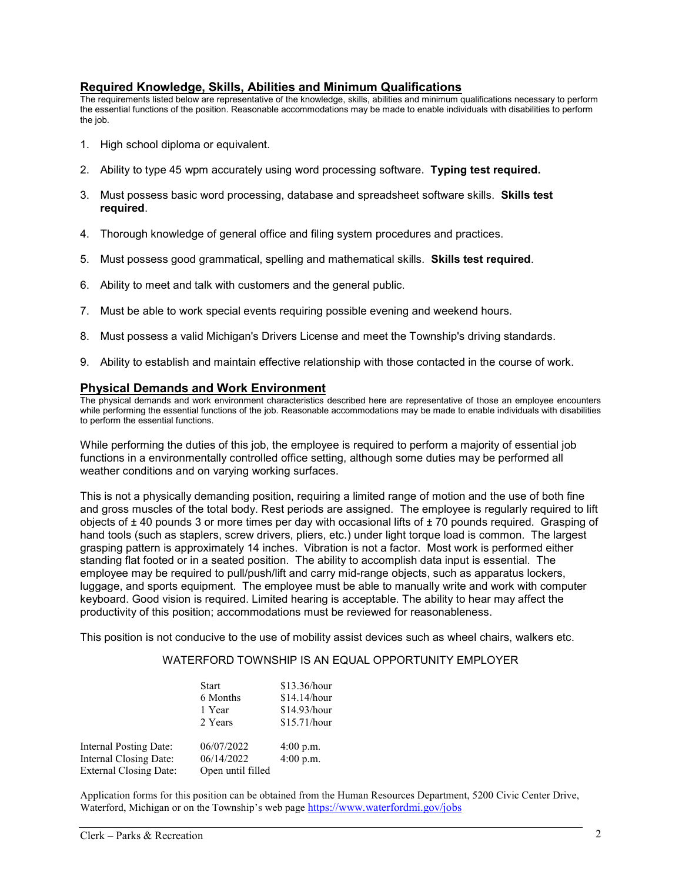## Required Knowledge, Skills, Abilities and Minimum Qualifications

The requirements listed below are representative of the knowledge, skills, abilities and minimum qualifications necessary to perform the essential functions of the position. Reasonable accommodations may be made to enable individuals with disabilities to perform the job.

1. High school diploma or equivalent.
2. Ability to type 45 wpm accurately using word processing software. **Typing test required.**
3. Must possess basic word processing, database and spreadsheet software skills. **Skills test required**.
4. Thorough knowledge of general office and filing system procedures and practices.
5. Must possess good grammatical, spelling and mathematical skills. **Skills test required**.
6. Ability to meet and talk with customers and the general public.
7. Must be able to work special events requiring possible evening and weekend hours.
8. Must possess a valid Michigan's Drivers License and meet the Township's driving standards.
9. Ability to establish and maintain effective relationship with those contacted in the course of work.

## Physical Demands and Work Environment

The physical demands and work environment characteristics described here are representative of those an employee encounters while performing the essential functions of the job. Reasonable accommodations may be made to enable individuals with disabilities to perform the essential functions.

While performing the duties of this job, the employee is required to perform a majority of essential job functions in a environmentally controlled office setting, although some duties may be performed all weather conditions and on varying working surfaces.

This is not a physically demanding position, requiring a limited range of motion and the use of both fine and gross muscles of the total body. Rest periods are assigned. The employee is regularly required to lift objects of ± 40 pounds 3 or more times per day with occasional lifts of ± 70 pounds required. Grasping of hand tools (such as staplers, screw drivers, pliers, etc.) under light torque load is common. The largest grasping pattern is approximately 14 inches. Vibration is not a factor. Most work is performed either standing flat footed or in a seated position. The ability to accomplish data input is essential. The employee may be required to pull/push/lift and carry mid-range objects, such as apparatus lockers, luggage, and sports equipment. The employee must be able to manually write and work with computer keyboard. Good vision is required. Limited hearing is acceptable. The ability to hear may affect the productivity of this position; accommodations must be reviewed for reasonableness.

This position is not conducive to the use of mobility assist devices such as wheel chairs, walkers etc.

WATERFORD TOWNSHIP IS AN EQUAL OPPORTUNITY EMPLOYER

| | | |
|---|---|---|
| | Start | $13.36/hour |
| | 6 Months | $14.14/hour |
| | 1 Year | $14.93/hour |
| | 2 Years | $15.71/hour |
| Internal Posting Date: | 06/07/2022 | 4:00 p.m. |
| Internal Closing Date: | 06/14/2022 | 4:00 p.m. |
| External Closing Date: | Open until filled | |

Application forms for this position can be obtained from the Human Resources Department, 5200 Civic Center Drive, Waterford, Michigan or on the Township's web page https://www.waterfordmi.gov/jobs